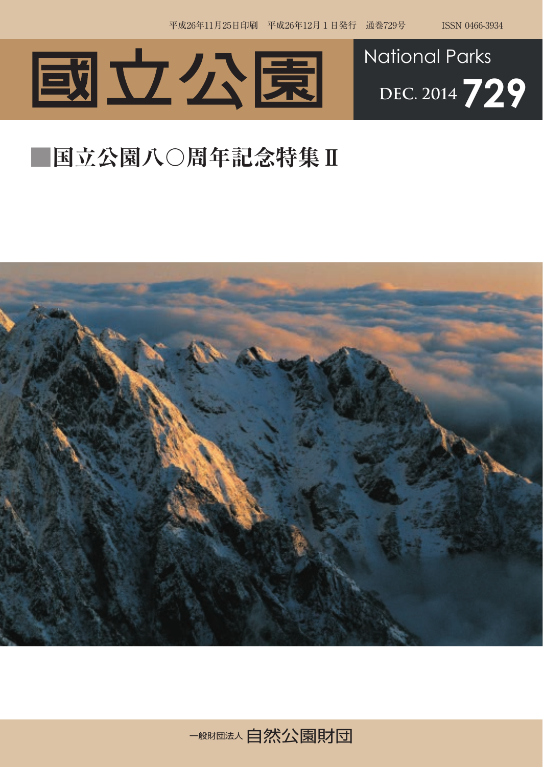平成26年11月25日印刷　平成26年12月１日発行　通巻729号　　ISSN 0466-3934

# 國立公園

National Parks

DEC. 2014 729

## ■国立公園八〇周年記念特集 II

一般財団法人 自然公園財団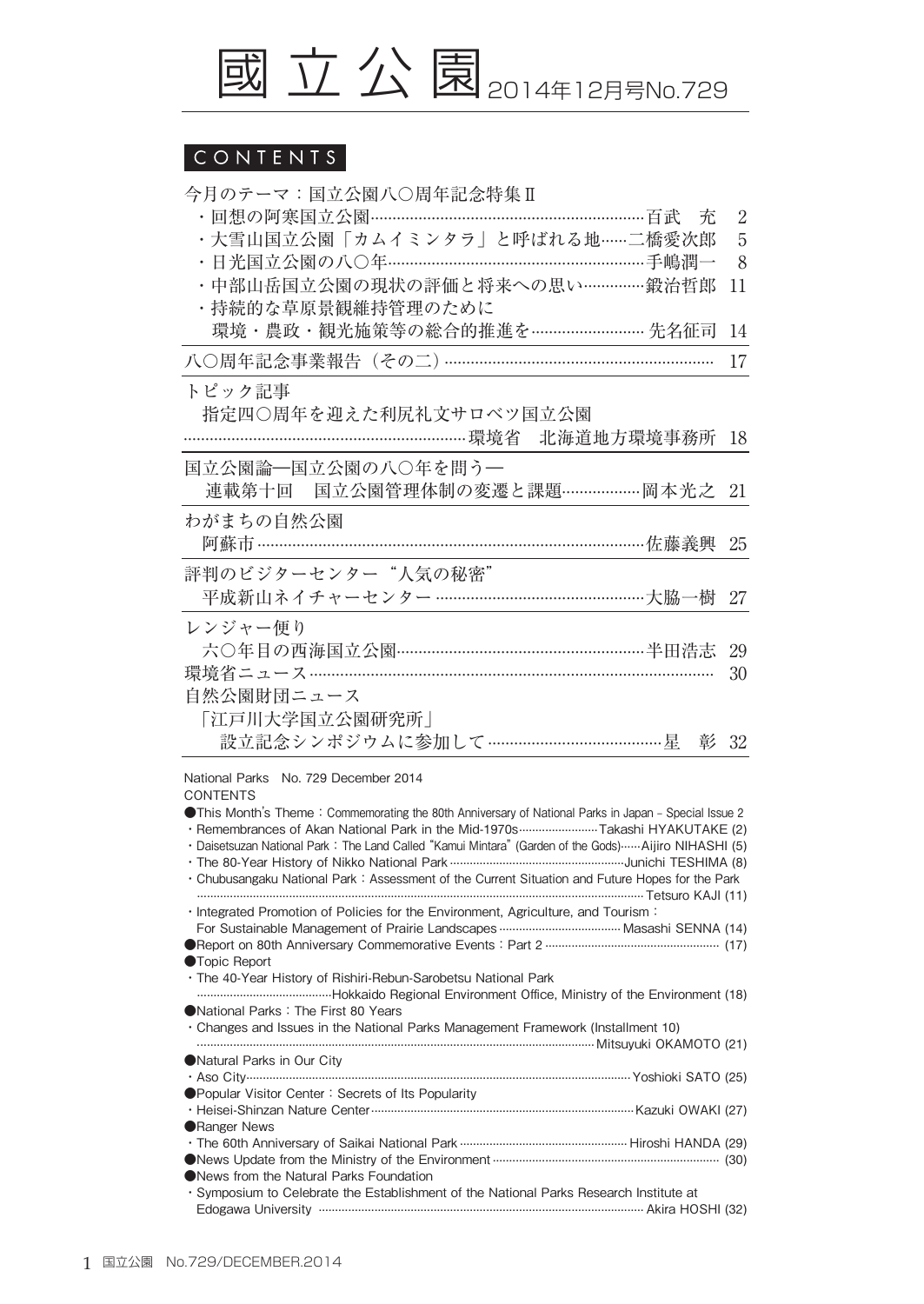# 國立公園 2014年12月号No.729

## CONTENTS

今月のテーマ：国立公園八〇周年記念特集Ⅱ

- 回想の阿寒国立公園……百武　充　2
- 大雪山国立公園「カムイミンタラ」と呼ばれる地……二橋愛次郎　5
- 日光国立公園の八〇年……手嶋潤一　8
- 中部山岳国立公園の現状の評価と将来への思い……鍛治哲郎　11
- 持続的な草原景観維持管理のために
  環境・農政・観光施策等の総合的推進を……先名征司　14

八〇周年記念事業報告（その二）……17

トピック記事
指定四〇周年を迎えた利尻礼文サロベツ国立公園
……環境省　北海道地方環境事務所　18

国立公園論—国立公園の八〇年を問う—
連載第十回　国立公園管理体制の変遷と課題……岡本光之　21

わがまちの自然公園
阿蘇市……佐藤義興　25

評判のビジターセンター“人気の秘密”
平成新山ネイチャーセンター……大脇一樹　27

レンジャー便り
六〇年目の西海国立公園……半田浩志　29

環境省ニュース……30

自然公園財団ニュース
「江戸川大学国立公園研究所」
設立記念シンポジウムに参加して……星　彰　32

National Parks　No. 729 December 2014
CONTENTS

●This Month's Theme：Commemorating the 80th Anniversary of National Parks in Japan – Special Issue 2
- Remembrances of Akan National Park in the Mid-1970s……Takashi HYAKUTAKE (2)
- Daisetsuzan National Park：The Land Called "Kamui Mintara" (Garden of the Gods)……Aijiro NIHASHI (5)
- The 80-Year History of Nikko National Park……Junichi TESHIMA (8)
- Chubusangaku National Park：Assessment of the Current Situation and Future Hopes for the Park……Tetsuro KAJI (11)
- Integrated Promotion of Policies for the Environment, Agriculture, and Tourism：For Sustainable Management of Prairie Landscapes……Masashi SENNA (14)

●Report on 80th Anniversary Commemorative Events：Part 2……(17)

●Topic Report
- The 40-Year History of Rishiri-Rebun-Sarobetsu National Park
  ……Hokkaido Regional Environment Office, Ministry of the Environment (18)

●National Parks：The First 80 Years
- Changes and Issues in the National Parks Management Framework (Installment 10)
  ……Mitsuyuki OKAMOTO (21)

●Natural Parks in Our City
- Aso City……Yoshioki SATO (25)

●Popular Visitor Center：Secrets of Its Popularity
- Heisei-Shinzan Nature Center……Kazuki OWAKI (27)

●Ranger News
- The 60th Anniversary of Saikai National Park……Hiroshi HANDA (29)

●News Update from the Ministry of the Environment……(30)

●News from the Natural Parks Foundation
- Symposium to Celebrate the Establishment of the National Parks Research Institute at Edogawa University……Akira HOSHI (32)